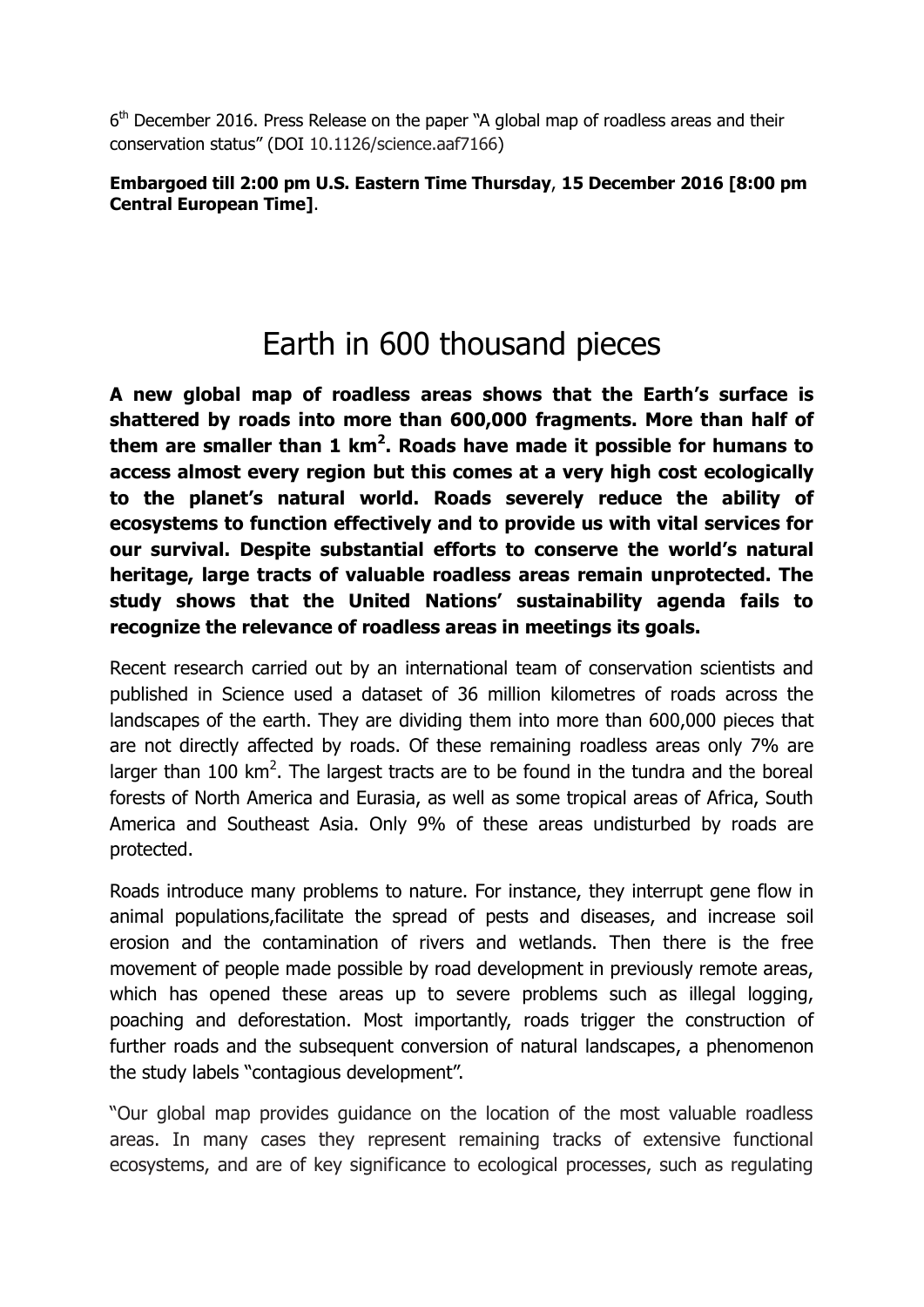6th December 2016. Press Release on the paper "A global map of roadless areas and their conservation status" (DOI 10.1126/science.aaf7166)

**Embargoed till 2:00 pm U.S. Eastern Time Thursday**, **15 December 2016 [8:00 pm Central European Time]**.

# Earth in 600 thousand pieces

**A new global map of roadless areas shows that the Earth's surface is shattered by roads into more than 600,000 fragments. More than half of them are smaller than 1 km$^2$. Roads have made it possible for humans to access almost every region but this comes at a very high cost ecologically to the planet's natural world. Roads severely reduce the ability of ecosystems to function effectively and to provide us with vital services for our survival. Despite substantial efforts to conserve the world's natural heritage, large tracts of valuable roadless areas remain unprotected. The study shows that the United Nations' sustainability agenda fails to recognize the relevance of roadless areas in meetings its goals.**

Recent research carried out by an international team of conservation scientists and published in Science used a dataset of 36 million kilometres of roads across the landscapes of the earth. They are dividing them into more than 600,000 pieces that are not directly affected by roads. Of these remaining roadless areas only 7% are larger than 100 km$^2$. The largest tracts are to be found in the tundra and the boreal forests of North America and Eurasia, as well as some tropical areas of Africa, South America and Southeast Asia. Only 9% of these areas undisturbed by roads are protected.

Roads introduce many problems to nature. For instance, they interrupt gene flow in animal populations,facilitate the spread of pests and diseases, and increase soil erosion and the contamination of rivers and wetlands. Then there is the free movement of people made possible by road development in previously remote areas, which has opened these areas up to severe problems such as illegal logging, poaching and deforestation. Most importantly, roads trigger the construction of further roads and the subsequent conversion of natural landscapes, a phenomenon the study labels "contagious development".

"Our global map provides guidance on the location of the most valuable roadless areas. In many cases they represent remaining tracks of extensive functional ecosystems, and are of key significance to ecological processes, such as regulating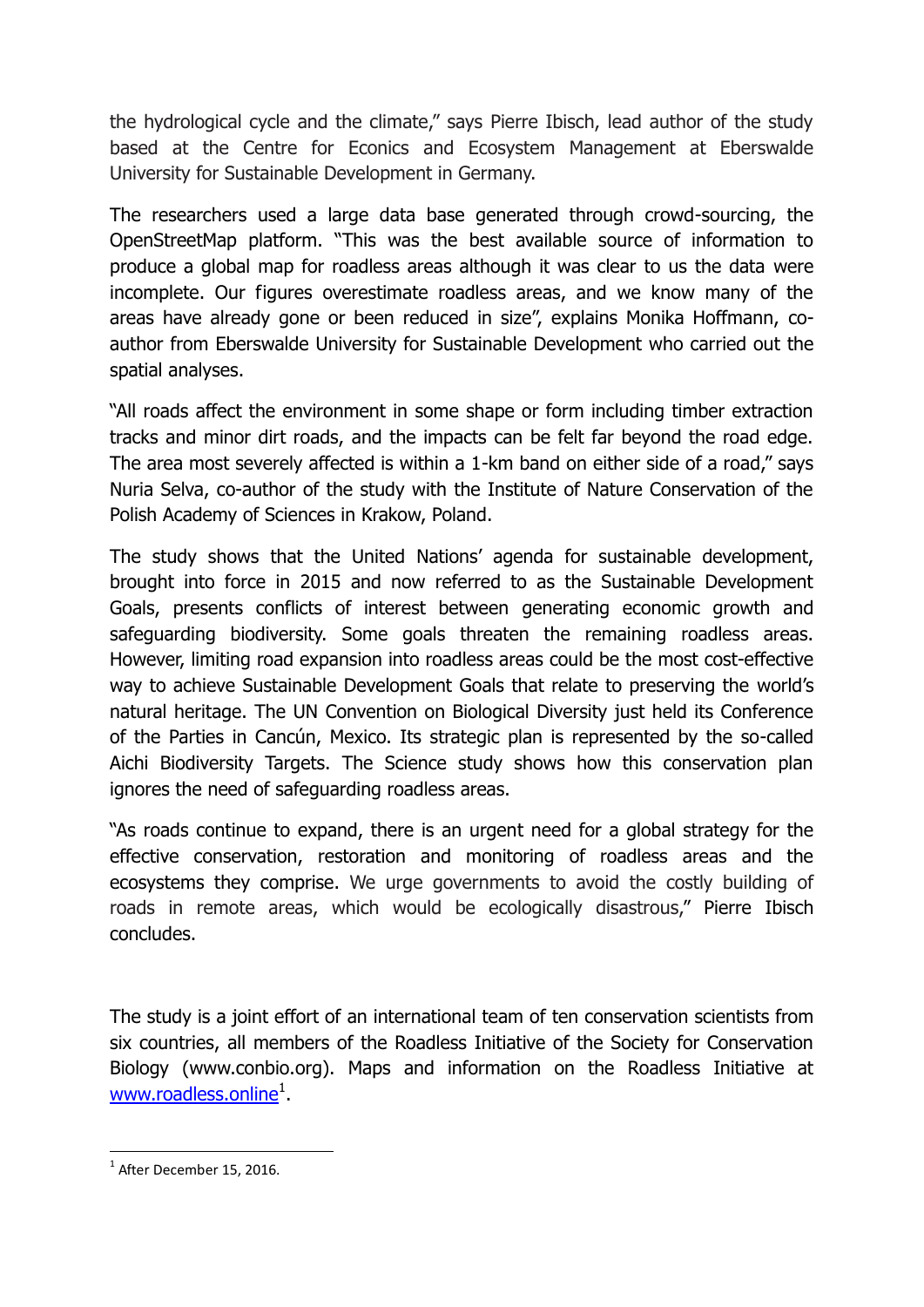the hydrological cycle and the climate," says Pierre Ibisch, lead author of the study based at the Centre for Econics and Ecosystem Management at Eberswalde University for Sustainable Development in Germany.

The researchers used a large data base generated through crowd-sourcing, the OpenStreetMap platform. "This was the best available source of information to produce a global map for roadless areas although it was clear to us the data were incomplete. Our figures overestimate roadless areas, and we know many of the areas have already gone or been reduced in size", explains Monika Hoffmann, co-author from Eberswalde University for Sustainable Development who carried out the spatial analyses.

"All roads affect the environment in some shape or form including timber extraction tracks and minor dirt roads, and the impacts can be felt far beyond the road edge. The area most severely affected is within a 1-km band on either side of a road," says Nuria Selva, co-author of the study with the Institute of Nature Conservation of the Polish Academy of Sciences in Krakow, Poland.

The study shows that the United Nations' agenda for sustainable development, brought into force in 2015 and now referred to as the Sustainable Development Goals, presents conflicts of interest between generating economic growth and safeguarding biodiversity. Some goals threaten the remaining roadless areas. However, limiting road expansion into roadless areas could be the most cost-effective way to achieve Sustainable Development Goals that relate to preserving the world's natural heritage. The UN Convention on Biological Diversity just held its Conference of the Parties in Cancún, Mexico. Its strategic plan is represented by the so-called Aichi Biodiversity Targets. The Science study shows how this conservation plan ignores the need of safeguarding roadless areas.

"As roads continue to expand, there is an urgent need for a global strategy for the effective conservation, restoration and monitoring of roadless areas and the ecosystems they comprise. We urge governments to avoid the costly building of roads in remote areas, which would be ecologically disastrous," Pierre Ibisch concludes.

The study is a joint effort of an international team of ten conservation scientists from six countries, all members of the Roadless Initiative of the Society for Conservation Biology (www.conbio.org). Maps and information on the Roadless Initiative at [www.roadless.online](http://www.roadless.online)[1].

---

[1] After December 15, 2016.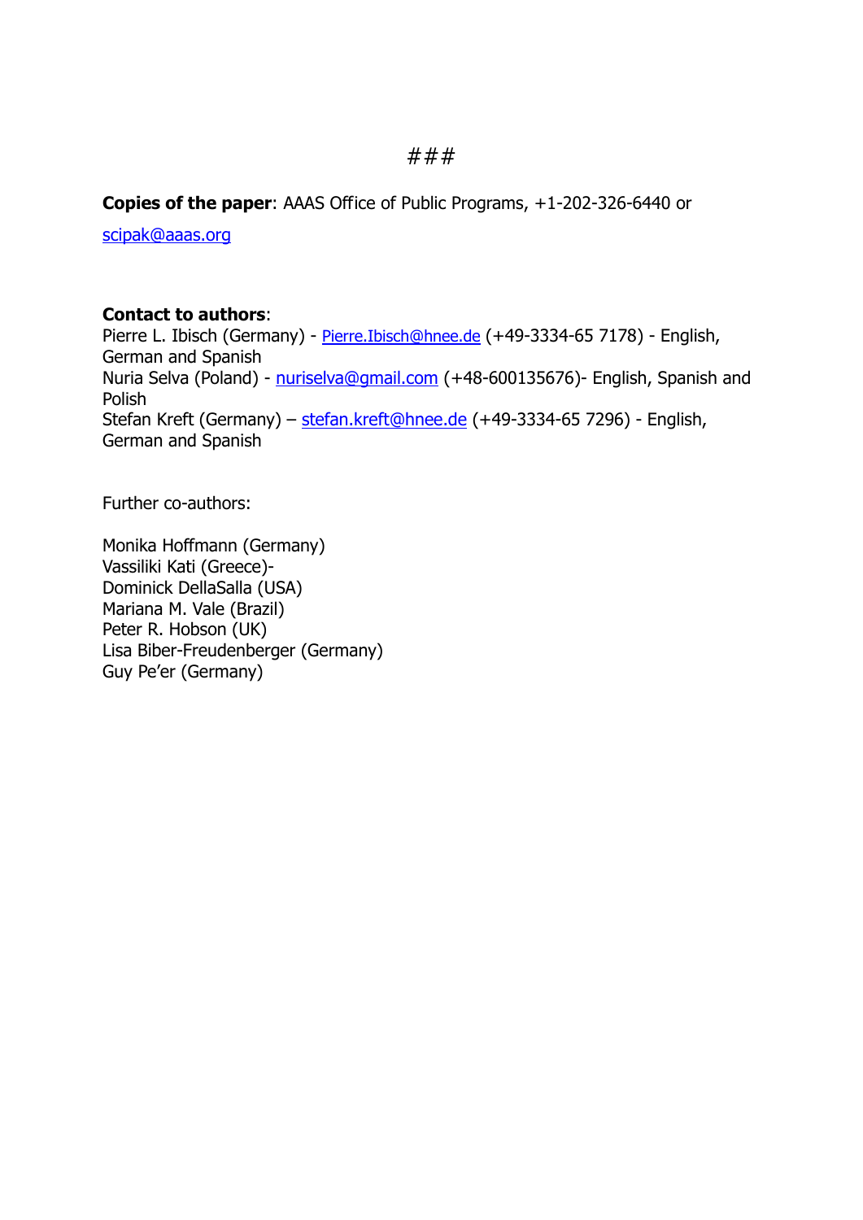###

**Copies of the paper**: AAAS Office of Public Programs, +1-202-326-6440 or scipak@aaas.org

**Contact to authors**:
Pierre L. Ibisch (Germany) - Pierre.Ibisch@hnee.de (+49-3334-65 7178) - English, German and Spanish
Nuria Selva (Poland) - nuriselva@gmail.com (+48-600135676)- English, Spanish and Polish
Stefan Kreft (Germany) – stefan.kreft@hnee.de (+49-3334-65 7296) - English, German and Spanish

Further co-authors:

Monika Hoffmann (Germany)
Vassiliki Kati (Greece)-
Dominick DellaSalla (USA)
Mariana M. Vale (Brazil)
Peter R. Hobson (UK)
Lisa Biber-Freudenberger (Germany)
Guy Pe'er (Germany)